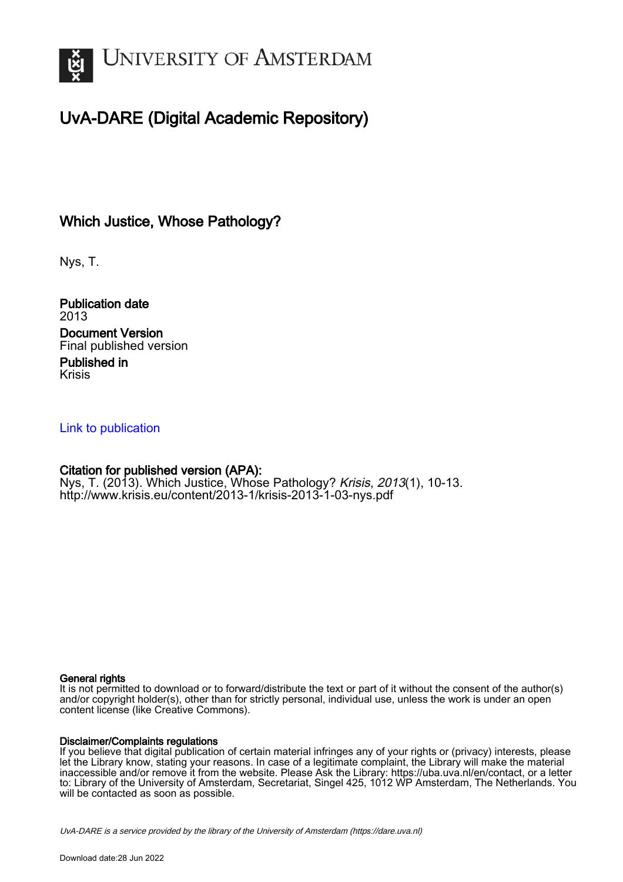UNIVERSITY OF AMSTERDAM

# UvA-DARE (Digital Academic Repository)

## Which Justice, Whose Pathology?

Nys, T.

**Publication date**
2013

**Document Version**
Final published version

**Published in**
Krisis

Link to publication

**Citation for published version (APA):**
Nys, T. (2013). Which Justice, Whose Pathology? *Krisis*, *2013*(1), 10-13.
http://www.krisis.eu/content/2013-1/krisis-2013-1-03-nys.pdf

**General rights**
It is not permitted to download or to forward/distribute the text or part of it without the consent of the author(s) and/or copyright holder(s), other than for strictly personal, individual use, unless the work is under an open content license (like Creative Commons).

**Disclaimer/Complaints regulations**
If you believe that digital publication of certain material infringes any of your rights or (privacy) interests, please let the Library know, stating your reasons. In case of a legitimate complaint, the Library will make the material inaccessible and/or remove it from the website. Please Ask the Library: https://uba.uva.nl/en/contact, or a letter to: Library of the University of Amsterdam, Secretariat, Singel 425, 1012 WP Amsterdam, The Netherlands. You will be contacted as soon as possible.

UvA-DARE is a service provided by the library of the University of Amsterdam (https://dare.uva.nl)

Download date:28 Jun 2022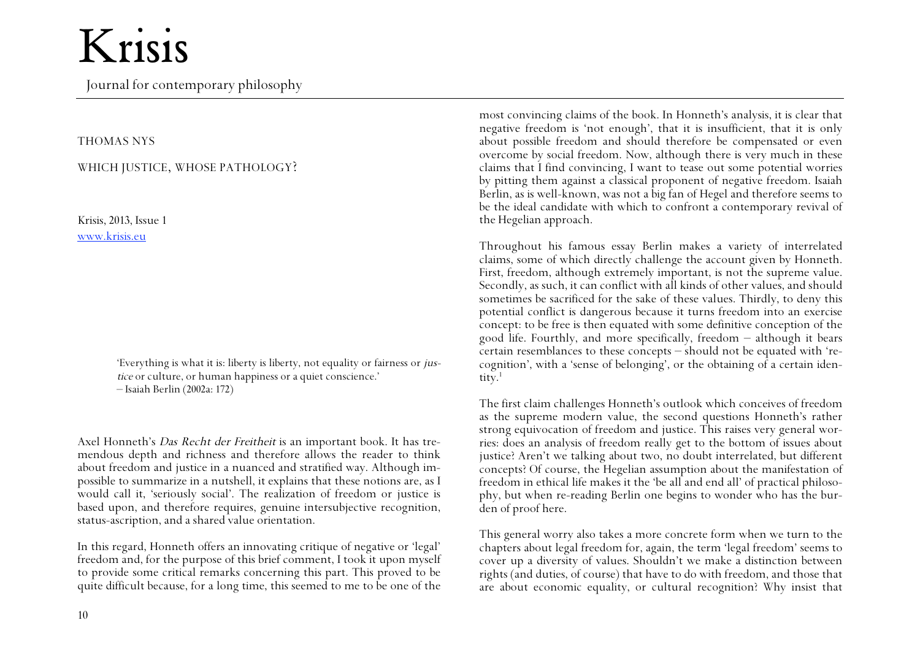THOMAS NYS

# WHICH JUSTICE, WHOSE PATHOLOGY?

Krisis, 2013, Issue 1
www.krisis.eu

> 'Everything is what it is: liberty is liberty, not equality or fairness or *justice* or culture, or human happiness or a quiet conscience.'
> – Isaiah Berlin (2002a: 172)

Axel Honneth's *Das Recht der Freiheit* is an important book. It has tremendous depth and richness and therefore allows the reader to think about freedom and justice in a nuanced and stratified way. Although impossible to summarize in a nutshell, it explains that these notions are, as I would call it, 'seriously social'. The realization of freedom or justice is based upon, and therefore requires, genuine intersubjective recognition, status-ascription, and a shared value orientation.

In this regard, Honneth offers an innovating critique of negative or 'legal' freedom and, for the purpose of this brief comment, I took it upon myself to provide some critical remarks concerning this part. This proved to be quite difficult because, for a long time, this seemed to me to be one of the most convincing claims of the book. In Honneth's analysis, it is clear that negative freedom is 'not enough', that it is insufficient, that it is only about possible freedom and should therefore be compensated or even overcome by social freedom. Now, although there is very much in these claims that I find convincing, I want to tease out some potential worries by pitting them against a classical proponent of negative freedom. Isaiah Berlin, as is well-known, was not a big fan of Hegel and therefore seems to be the ideal candidate with which to confront a contemporary revival of the Hegelian approach.

Throughout his famous essay Berlin makes a variety of interrelated claims, some of which directly challenge the account given by Honneth. First, freedom, although extremely important, is not the supreme value. Secondly, as such, it can conflict with all kinds of other values, and should sometimes be sacrificed for the sake of these values. Thirdly, to deny this potential conflict is dangerous because it turns freedom into an exercise concept: to be free is then equated with some definitive conception of the good life. Fourthly, and more specifically, freedom – although it bears certain resemblances to these concepts – should not be equated with 'recognition', with a 'sense of belonging', or the obtaining of a certain identity.[1]

The first claim challenges Honneth's outlook which conceives of freedom as the supreme modern value, the second questions Honneth's rather strong equivocation of freedom and justice. This raises very general worries: does an analysis of freedom really get to the bottom of issues about justice? Aren't we talking about two, no doubt interrelated, but different concepts? Of course, the Hegelian assumption about the manifestation of freedom in ethical life makes it the 'be all and end all' of practical philosophy, but when re-reading Berlin one begins to wonder who has the burden of proof here.

This general worry also takes a more concrete form when we turn to the chapters about legal freedom for, again, the term 'legal freedom' seems to cover up a diversity of values. Shouldn't we make a distinction between rights (and duties, of course) that have to do with freedom, and those that are about economic equality, or cultural recognition? Why insist that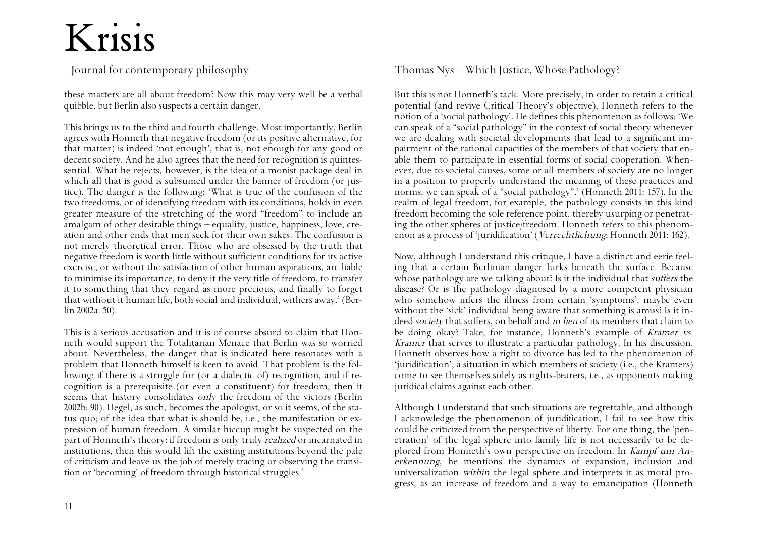these matters are all about freedom? Now this may very well be a verbal quibble, but Berlin also suspects a certain danger.

This brings us to the third and fourth challenge. Most importantly, Berlin agrees with Honneth that negative freedom (or its positive alternative, for that matter) is indeed 'not enough', that is, not enough for any good or decent society. And he also agrees that the need for recognition is quintessential. What he rejects, however, is the idea of a monist package deal in which all that is good is subsumed under the banner of freedom (or justice). The danger is the following: 'What is true of the confusion of the two freedoms, or of identifying freedom with its conditions, holds in even greater measure of the stretching of the word "freedom" to include an amalgam of other desirable things – equality, justice, happiness, love, creation and other ends that men seek for their own sakes. The confusion is not merely theoretical error. Those who are obsessed by the truth that negative freedom is worth little without sufficient conditions for its active exercise, or without the satisfaction of other human aspirations, are liable to minimise its importance, to deny it the very title of freedom, to transfer it to something that they regard as more precious, and finally to forget that without it human life, both social and individual, withers away.' (Berlin 2002a: 50).

This is a serious accusation and it is of course absurd to claim that Honneth would support the Totalitarian Menace that Berlin was so worried about. Nevertheless, the danger that is indicated here resonates with a problem that Honneth himself is keen to avoid. That problem is the following: if there is a struggle for (or a dialectic of) recognition, and if recognition is a prerequisite (or even a constituent) for freedom, then it seems that history consolidates *only* the freedom of the victors (Berlin 2002b: 90). Hegel, as such, becomes the apologist, or so it seems, of the status quo; of the idea that what is should be, i.e., the manifestation or expression of human freedom. A similar hiccup might be suspected on the part of Honneth's theory: if freedom is only truly *realized* or incarnated in institutions, then this would lift the existing institutions beyond the pale of criticism and leave us the job of merely tracing or observing the transition or 'becoming' of freedom through historical struggles.[2]

But this is not Honneth's tack. More precisely, in order to retain a critical potential (and revive Critical Theory's objective), Honneth refers to the notion of a 'social pathology'. He defines this phenomenon as follows: 'We can speak of a "social pathology" in the context of social theory whenever we are dealing with societal developments that lead to a significant impairment of the rational capacities of the members of that society that enable them to participate in essential forms of social cooperation. Whenever, due to societal causes, some or all members of society are no longer in a position to properly understand the meaning of these practices and norms, we can speak of a "social pathology".' (Honneth 2011: 157). In the realm of legal freedom, for example, the pathology consists in this kind freedom becoming the sole reference point, thereby usurping or penetrating the other spheres of justice/freedom. Honneth refers to this phenomenon as a process of 'juridification' (*Verrechtlichung*; Honneth 2011: 162).

Now, although I understand this critique, I have a distinct and eerie feeling that a certain Berlinian danger lurks beneath the surface. Because whose pathology are we talking about? Is it the individual that *suffers* the disease? Or is the pathology diagnosed by a more competent physician who somehow infers the illness from certain 'symptoms', maybe even without the 'sick' individual being aware that something is amiss? Is it indeed *society* that suffers, on behalf and *in lieu* of its members that claim to be doing okay? Take, for instance, Honneth's example of *Kramer vs. Kramer* that serves to illustrate a particular pathology. In his discussion, Honneth observes how a right to divorce has led to the phenomenon of 'juridification', a situation in which members of society (i.e., the Kramers) come to see themselves solely as rights-bearers, i.e., as opponents making juridical claims against each other.

Although I understand that such situations are regrettable, and although I acknowledge the phenomenon of juridification, I fail to see how this could be criticized from the perspective of liberty. For one thing, the 'penetration' of the legal sphere into family life is not necessarily to be deplored from Honneth's own perspective on freedom. In *Kampf um Anerkennung*, he mentions the dynamics of expansion, inclusion and universalization *within* the legal sphere and interprets it as moral progress, as an increase of freedom and a way to emancipation (Honneth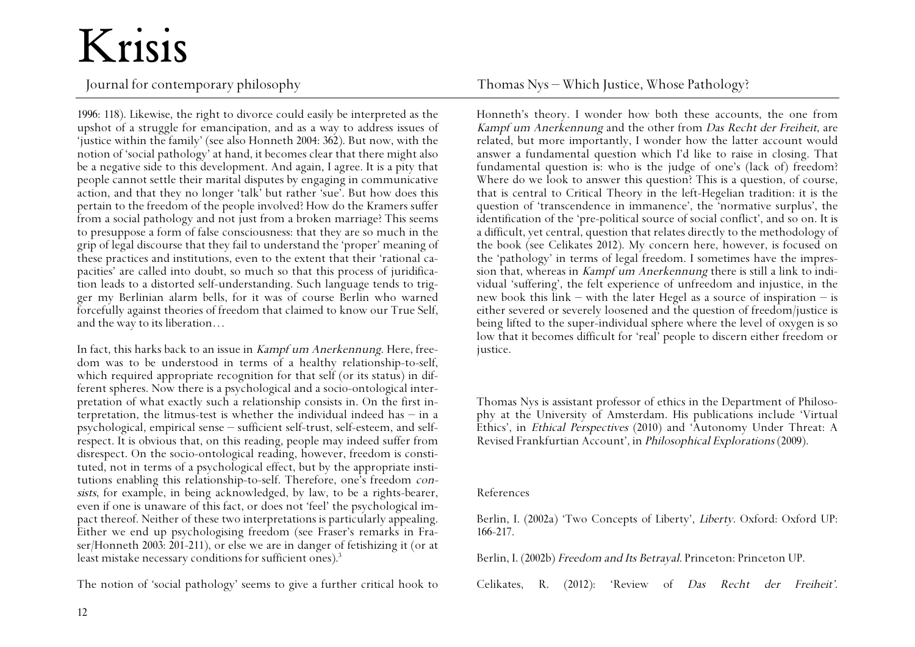1996: 118). Likewise, the right to divorce could easily be interpreted as the upshot of a struggle for emancipation, and as a way to address issues of 'justice within the family' (see also Honneth 2004: 362). But now, with the notion of 'social pathology' at hand, it becomes clear that there might also be a negative side to this development. And again, I agree. It is a pity that people cannot settle their marital disputes by engaging in communicative action, and that they no longer 'talk' but rather 'sue'. But how does this pertain to the freedom of the people involved? How do the Kramers suffer from a social pathology and not just from a broken marriage? This seems to presuppose a form of false consciousness: that they are so much in the grip of legal discourse that they fail to understand the 'proper' meaning of these practices and institutions, even to the extent that their 'rational capacities' are called into doubt, so much so that this process of juridification leads to a distorted self-understanding. Such language tends to trigger my Berlinian alarm bells, for it was of course Berlin who warned forcefully against theories of freedom that claimed to know our True Self, and the way to its liberation…

In fact, this harks back to an issue in *Kampf um Anerkennung*. Here, freedom was to be understood in terms of a healthy relationship-to-self, which required appropriate recognition for that self (or its status) in different spheres. Now there is a psychological and a socio-ontological interpretation of what exactly such a relationship consists in. On the first interpretation, the litmus-test is whether the individual indeed has – in a psychological, empirical sense – sufficient self-trust, self-esteem, and self-respect. It is obvious that, on this reading, people may indeed suffer from disrespect. On the socio-ontological reading, however, freedom is constituted, not in terms of a psychological effect, but by the appropriate institutions enabling this relationship-to-self. Therefore, one's freedom *consists*, for example, in being acknowledged, by law, to be a rights-bearer, even if one is unaware of this fact, or does not 'feel' the psychological impact thereof. Neither of these two interpretations is particularly appealing. Either we end up psychologising freedom (see Fraser's remarks in Fraser/Honneth 2003: 201-211), or else we are in danger of fetishizing it (or at least mistake necessary conditions for sufficient ones).[3]

The notion of 'social pathology' seems to give a further critical hook to Honneth's theory. I wonder how both these accounts, the one from *Kampf um Anerkennung* and the other from *Das Recht der Freiheit*, are related, but more importantly, I wonder how the latter account would answer a fundamental question which I'd like to raise in closing. That fundamental question is: who is the judge of one's (lack of) freedom? Where do we look to answer this question? This is a question, of course, that is central to Critical Theory in the left-Hegelian tradition: it is the question of 'transcendence in immanence', the 'normative surplus', the identification of the 'pre-political source of social conflict', and so on. It is a difficult, yet central, question that relates directly to the methodology of the book (see Celikates 2012). My concern here, however, is focused on the 'pathology' in terms of legal freedom. I sometimes have the impression that, whereas in *Kampf um Anerkennung* there is still a link to individual 'suffering', the felt experience of unfreedom and injustice, in the new book this link – with the later Hegel as a source of inspiration – is either severed or severely loosened and the question of freedom/justice is being lifted to the super-individual sphere where the level of oxygen is so low that it becomes difficult for 'real' people to discern either freedom or justice.

Thomas Nys is assistant professor of ethics in the Department of Philosophy at the University of Amsterdam. His publications include 'Virtual Ethics', in *Ethical Perspectives* (2010) and 'Autonomy Under Threat: A Revised Frankfurtian Account', in *Philosophical Explorations* (2009).

## References

Berlin, I. (2002a) 'Two Concepts of Liberty', *Liberty*. Oxford: Oxford UP: 166-217.

Berlin, I. (2002b) *Freedom and Its Betrayal*. Princeton: Princeton UP.

Celikates, R. (2012): 'Review of *Das Recht der Freiheit*'.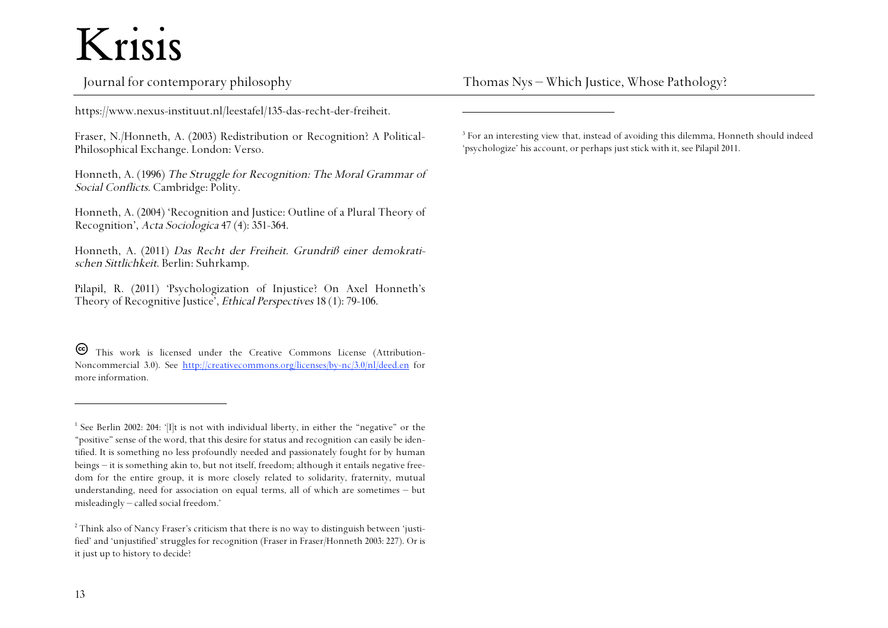https://www.nexus-instituut.nl/leestafel/135-das-recht-der-freiheit.

Fraser, N./Honneth, A. (2003) Redistribution or Recognition? A Political-Philosophical Exchange. London: Verso.

Honneth, A. (1996) *The Struggle for Recognition: The Moral Grammar of Social Conflicts*. Cambridge: Polity.

Honneth, A. (2004) 'Recognition and Justice: Outline of a Plural Theory of Recognition', *Acta Sociologica* 47 (4): 351-364.

Honneth, A. (2011) *Das Recht der Freiheit. Grundriß einer demokratischen Sittlichkeit*. Berlin: Suhrkamp.

Pilapil, R. (2011) 'Psychologization of Injustice? On Axel Honneth's Theory of Recognitive Justice', *Ethical Perspectives* 18 (1): 79-106.

This work is licensed under the Creative Commons License (Attribution-Noncommercial 3.0). See http://creativecommons.org/licenses/by-nc/3.0/nl/deed.en for more information.

---

[1] See Berlin 2002: 204: '[I]t is not with individual liberty, in either the "negative" or the "positive" sense of the word, that this desire for status and recognition can easily be identified. It is something no less profoundly needed and passionately fought for by human beings – it is something akin to, but not itself, freedom; although it entails negative freedom for the entire group, it is more closely related to solidarity, fraternity, mutual understanding, need for association on equal terms, all of which are sometimes – but misleadingly – called social freedom.'

[2] Think also of Nancy Fraser's criticism that there is no way to distinguish between 'justified' and 'unjustified' struggles for recognition (Fraser in Fraser/Honneth 2003: 227). Or is it just up to history to decide?

[3] For an interesting view that, instead of avoiding this dilemma, Honneth should indeed 'psychologize' his account, or perhaps just stick with it, see Pilapil 2011.